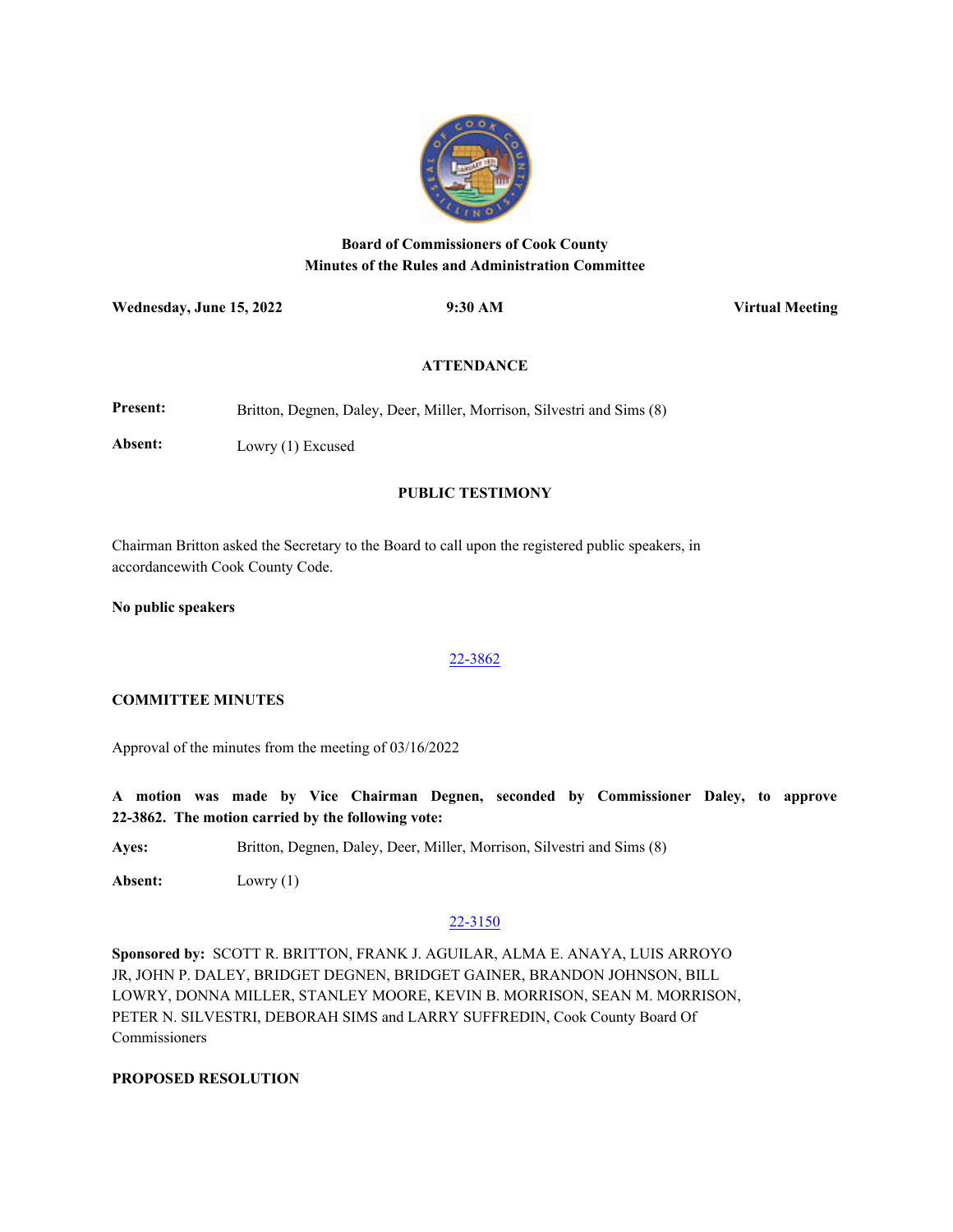**Board of Commissioners of Cook County**
**Minutes of the Rules and Administration Committee**

**Wednesday, June 15, 2022** | **9:30 AM** | **Virtual Meeting**

## ATTENDANCE

**Present:** Britton, Degnen, Daley, Deer, Miller, Morrison, Silvestri and Sims (8)

**Absent:** Lowry (1) Excused

## PUBLIC TESTIMONY

Chairman Britton asked the Secretary to the Board to call upon the registered public speakers, in accordancewith Cook County Code.

**No public speakers**

22-3862

**COMMITTEE MINUTES**

Approval of the minutes from the meeting of 03/16/2022

**A motion was made by Vice Chairman Degnen, seconded by Commissioner Daley, to approve 22-3862. The motion carried by the following vote:**

**Ayes:** Britton, Degnen, Daley, Deer, Miller, Morrison, Silvestri and Sims (8)

**Absent:** Lowry (1)

22-3150

**Sponsored by:** SCOTT R. BRITTON, FRANK J. AGUILAR, ALMA E. ANAYA, LUIS ARROYO JR, JOHN P. DALEY, BRIDGET DEGNEN, BRIDGET GAINER, BRANDON JOHNSON, BILL LOWRY, DONNA MILLER, STANLEY MOORE, KEVIN B. MORRISON, SEAN M. MORRISON, PETER N. SILVESTRI, DEBORAH SIMS and LARRY SUFFREDIN, Cook County Board Of Commissioners

**PROPOSED RESOLUTION**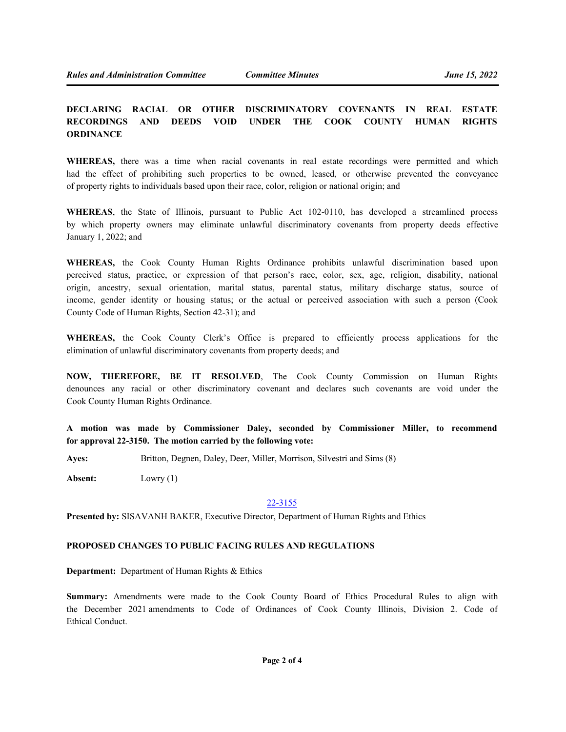**DECLARING RACIAL OR OTHER DISCRIMINATORY COVENANTS IN REAL ESTATE RECORDINGS AND DEEDS VOID UNDER THE COOK COUNTY HUMAN RIGHTS ORDINANCE**

**WHEREAS,** there was a time when racial covenants in real estate recordings were permitted and which had the effect of prohibiting such properties to be owned, leased, or otherwise prevented the conveyance of property rights to individuals based upon their race, color, religion or national origin; and

**WHEREAS**, the State of Illinois, pursuant to Public Act 102-0110, has developed a streamlined process by which property owners may eliminate unlawful discriminatory covenants from property deeds effective January 1, 2022; and

**WHEREAS,** the Cook County Human Rights Ordinance prohibits unlawful discrimination based upon perceived status, practice, or expression of that person's race, color, sex, age, religion, disability, national origin, ancestry, sexual orientation, marital status, parental status, military discharge status, source of income, gender identity or housing status; or the actual or perceived association with such a person (Cook County Code of Human Rights, Section 42-31); and

**WHEREAS,** the Cook County Clerk's Office is prepared to efficiently process applications for the elimination of unlawful discriminatory covenants from property deeds; and

**NOW, THEREFORE, BE IT RESOLVED**, The Cook County Commission on Human Rights denounces any racial or other discriminatory covenant and declares such covenants are void under the Cook County Human Rights Ordinance.

**A motion was made by Commissioner Daley, seconded by Commissioner Miller, to recommend for approval 22-3150. The motion carried by the following vote:**

**Ayes:** Britton, Degnen, Daley, Deer, Miller, Morrison, Silvestri and Sims (8)

**Absent:** Lowry (1)

22-3155

**Presented by:** SISAVANH BAKER, Executive Director, Department of Human Rights and Ethics

**PROPOSED CHANGES TO PUBLIC FACING RULES AND REGULATIONS**

**Department:** Department of Human Rights & Ethics

**Summary:** Amendments were made to the Cook County Board of Ethics Procedural Rules to align with the December 2021 amendments to Code of Ordinances of Cook County Illinois, Division 2. Code of Ethical Conduct.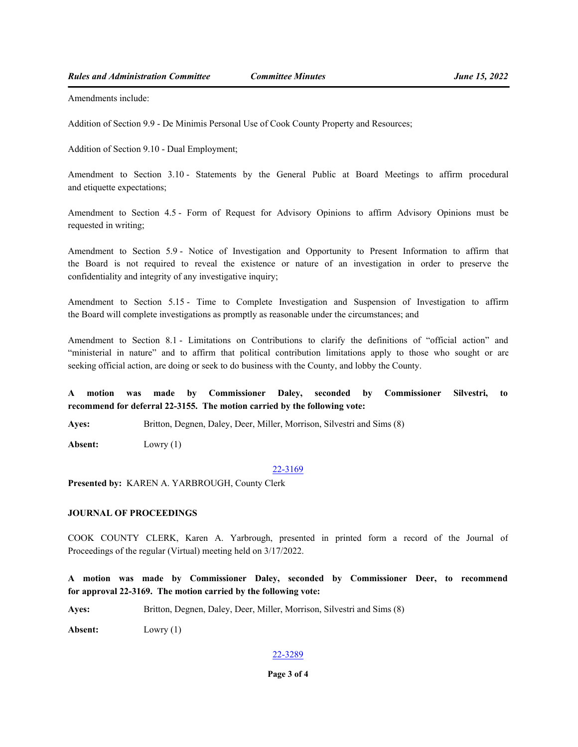Amendments include:

Addition of Section 9.9 - De Minimis Personal Use of Cook County Property and Resources;

Addition of Section 9.10 - Dual Employment;

Amendment to Section 3.10 - Statements by the General Public at Board Meetings to affirm procedural and etiquette expectations;

Amendment to Section 4.5 - Form of Request for Advisory Opinions to affirm Advisory Opinions must be requested in writing;

Amendment to Section 5.9 - Notice of Investigation and Opportunity to Present Information to affirm that the Board is not required to reveal the existence or nature of an investigation in order to preserve the confidentiality and integrity of any investigative inquiry;

Amendment to Section 5.15 - Time to Complete Investigation and Suspension of Investigation to affirm the Board will complete investigations as promptly as reasonable under the circumstances; and

Amendment to Section 8.1 - Limitations on Contributions to clarify the definitions of "official action" and "ministerial in nature" and to affirm that political contribution limitations apply to those who sought or are seeking official action, are doing or seek to do business with the County, and lobby the County.

**A motion was made by Commissioner Daley, seconded by Commissioner Silvestri, to recommend for deferral 22-3155. The motion carried by the following vote:**

**Ayes:** Britton, Degnen, Daley, Deer, Miller, Morrison, Silvestri and Sims (8)

**Absent:** Lowry (1)

22-3169

**Presented by:** KAREN A. YARBROUGH, County Clerk

**JOURNAL OF PROCEEDINGS**

COOK COUNTY CLERK, Karen A. Yarbrough, presented in printed form a record of the Journal of Proceedings of the regular (Virtual) meeting held on 3/17/2022.

**A motion was made by Commissioner Daley, seconded by Commissioner Deer, to recommend for approval 22-3169. The motion carried by the following vote:**

**Ayes:** Britton, Degnen, Daley, Deer, Miller, Morrison, Silvestri and Sims (8)

**Absent:** Lowry (1)

22-3289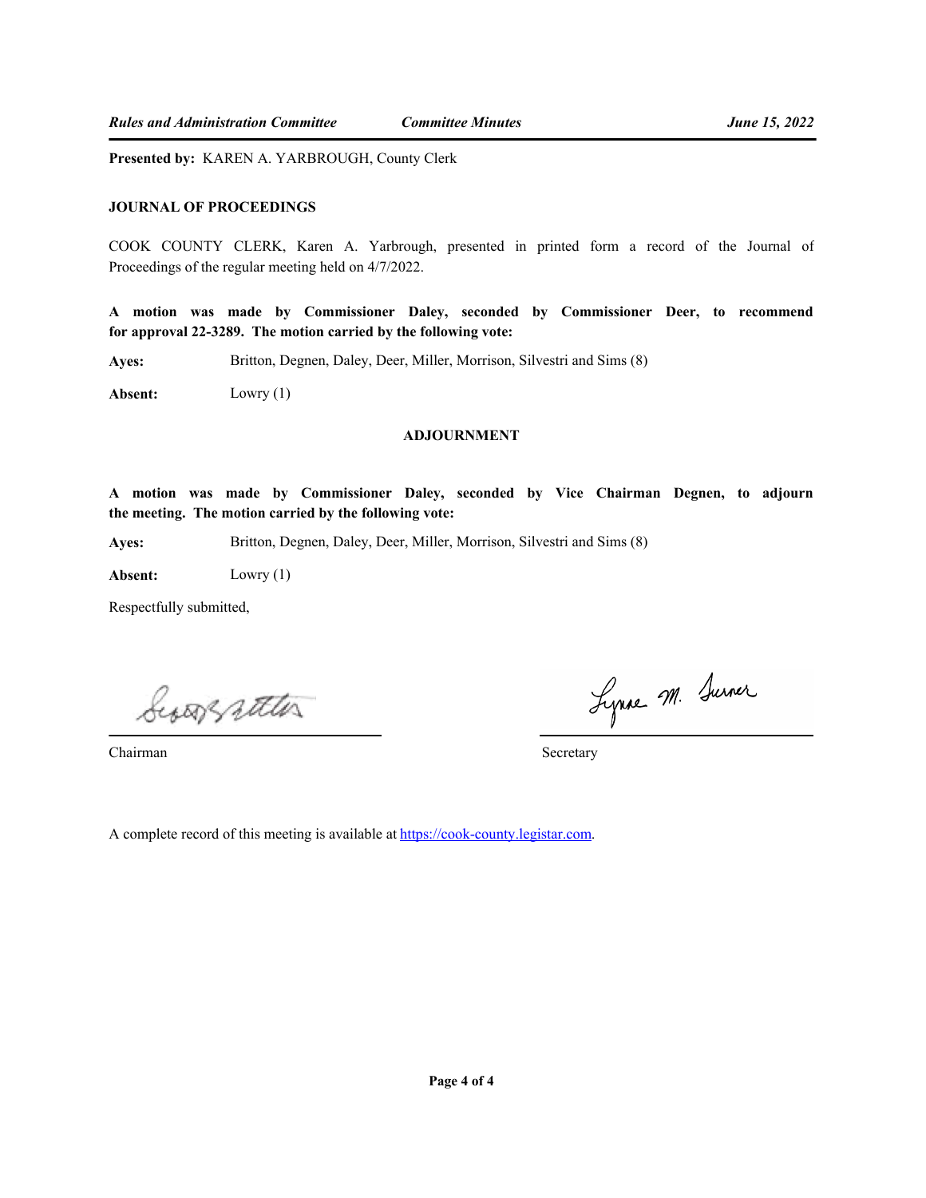**Presented by:** KAREN A. YARBROUGH, County Clerk

**JOURNAL OF PROCEEDINGS**

COOK COUNTY CLERK, Karen A. Yarbrough, presented in printed form a record of the Journal of Proceedings of the regular meeting held on 4/7/2022.

**A motion was made by Commissioner Daley, seconded by Commissioner Deer, to recommend for approval 22-3289. The motion carried by the following vote:**

**Ayes:** Britton, Degnen, Daley, Deer, Miller, Morrison, Silvestri and Sims (8)

**Absent:** Lowry (1)

**ADJOURNMENT**

**A motion was made by Commissioner Daley, seconded by Vice Chairman Degnen, to adjourn the meeting. The motion carried by the following vote:**

**Ayes:** Britton, Degnen, Daley, Deer, Miller, Morrison, Silvestri and Sims (8)

**Absent:** Lowry (1)

Respectfully submitted,

Chairman

Secretary

A complete record of this meeting is available at https://cook-county.legistar.com.